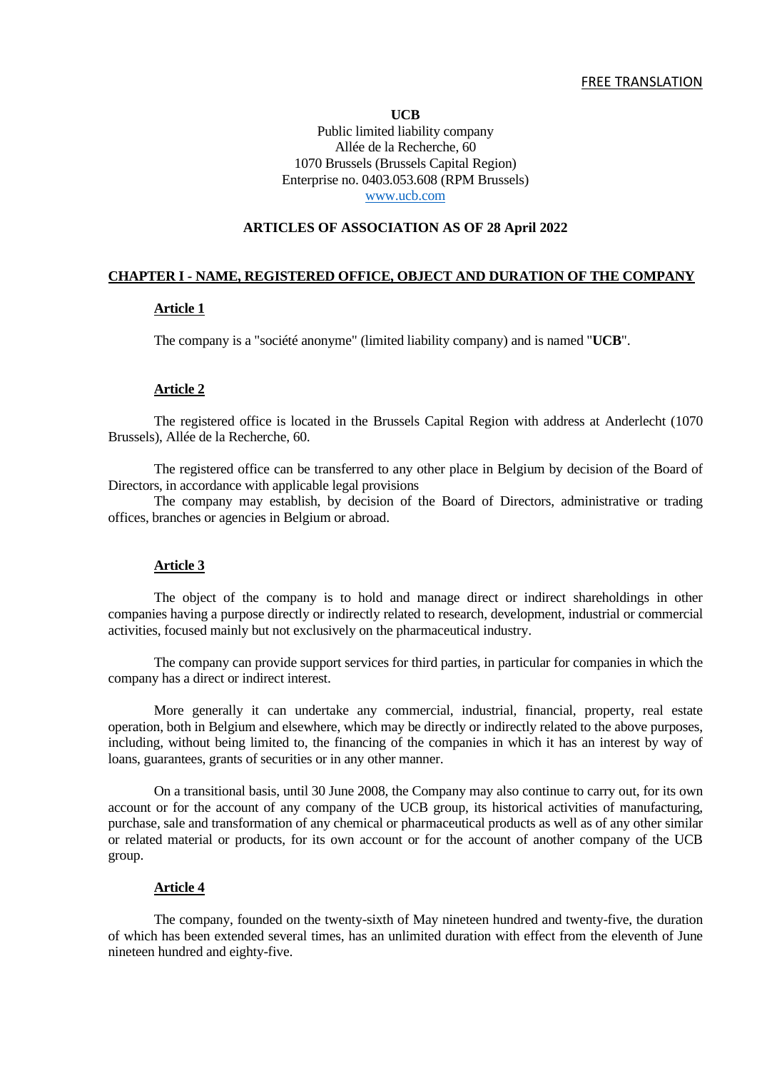FREE TRANSLATION

**UCB**

Public limited liability company
Allée de la Recherche, 60
1070 Brussels (Brussels Capital Region)
Enterprise no. 0403.053.608 (RPM Brussels)
www.ucb.com

## ARTICLES OF ASSOCIATION AS OF 28 April 2022

## CHAPTER I - NAME, REGISTERED OFFICE, OBJECT AND DURATION OF THE COMPANY

### Article 1

The company is a "société anonyme" (limited liability company) and is named "**UCB**".

### Article 2

The registered office is located in the Brussels Capital Region with address at Anderlecht (1070 Brussels), Allée de la Recherche, 60.

The registered office can be transferred to any other place in Belgium by decision of the Board of Directors, in accordance with applicable legal provisions

The company may establish, by decision of the Board of Directors, administrative or trading offices, branches or agencies in Belgium or abroad.

### Article 3

The object of the company is to hold and manage direct or indirect shareholdings in other companies having a purpose directly or indirectly related to research, development, industrial or commercial activities, focused mainly but not exclusively on the pharmaceutical industry.

The company can provide support services for third parties, in particular for companies in which the company has a direct or indirect interest.

More generally it can undertake any commercial, industrial, financial, property, real estate operation, both in Belgium and elsewhere, which may be directly or indirectly related to the above purposes, including, without being limited to, the financing of the companies in which it has an interest by way of loans, guarantees, grants of securities or in any other manner.

On a transitional basis, until 30 June 2008, the Company may also continue to carry out, for its own account or for the account of any company of the UCB group, its historical activities of manufacturing, purchase, sale and transformation of any chemical or pharmaceutical products as well as of any other similar or related material or products, for its own account or for the account of another company of the UCB group.

### Article 4

The company, founded on the twenty-sixth of May nineteen hundred and twenty-five, the duration of which has been extended several times, has an unlimited duration with effect from the eleventh of June nineteen hundred and eighty-five.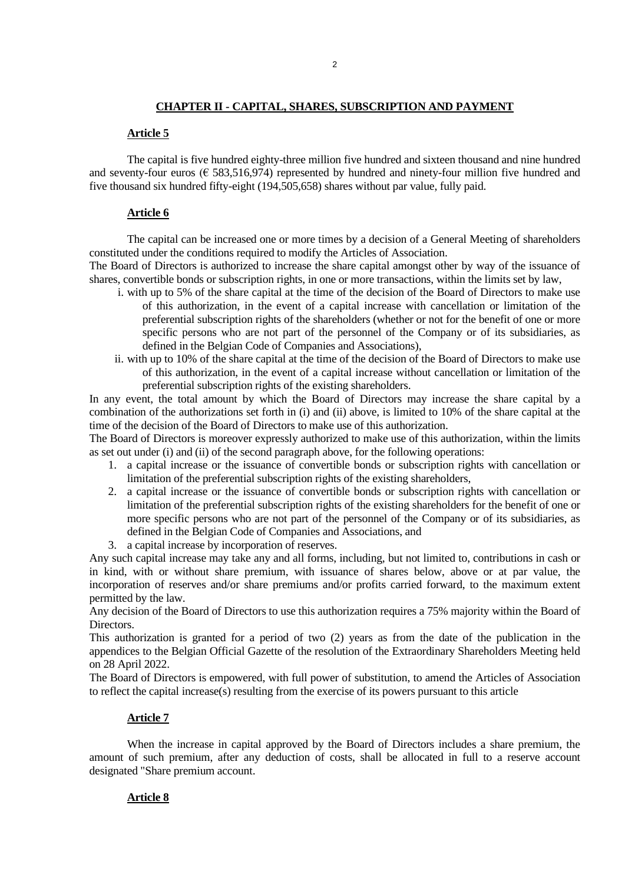## CHAPTER II - CAPITAL, SHARES, SUBSCRIPTION AND PAYMENT

### Article 5

The capital is five hundred eighty-three million five hundred and sixteen thousand and nine hundred and seventy-four euros (€ 583,516,974) represented by hundred and ninety-four million five hundred and five thousand six hundred fifty-eight (194,505,658) shares without par value, fully paid.

### Article 6

The capital can be increased one or more times by a decision of a General Meeting of shareholders constituted under the conditions required to modify the Articles of Association.

The Board of Directors is authorized to increase the share capital amongst other by way of the issuance of shares, convertible bonds or subscription rights, in one or more transactions, within the limits set by law,

i. with up to 5% of the share capital at the time of the decision of the Board of Directors to make use of this authorization, in the event of a capital increase with cancellation or limitation of the preferential subscription rights of the shareholders (whether or not for the benefit of one or more specific persons who are not part of the personnel of the Company or of its subsidiaries, as defined in the Belgian Code of Companies and Associations),
ii. with up to 10% of the share capital at the time of the decision of the Board of Directors to make use of this authorization, in the event of a capital increase without cancellation or limitation of the preferential subscription rights of the existing shareholders.

In any event, the total amount by which the Board of Directors may increase the share capital by a combination of the authorizations set forth in (i) and (ii) above, is limited to 10% of the share capital at the time of the decision of the Board of Directors to make use of this authorization.

The Board of Directors is moreover expressly authorized to make use of this authorization, within the limits as set out under (i) and (ii) of the second paragraph above, for the following operations:

1. a capital increase or the issuance of convertible bonds or subscription rights with cancellation or limitation of the preferential subscription rights of the existing shareholders,
2. a capital increase or the issuance of convertible bonds or subscription rights with cancellation or limitation of the preferential subscription rights of the existing shareholders for the benefit of one or more specific persons who are not part of the personnel of the Company or of its subsidiaries, as defined in the Belgian Code of Companies and Associations, and
3. a capital increase by incorporation of reserves.

Any such capital increase may take any and all forms, including, but not limited to, contributions in cash or in kind, with or without share premium, with issuance of shares below, above or at par value, the incorporation of reserves and/or share premiums and/or profits carried forward, to the maximum extent permitted by the law.

Any decision of the Board of Directors to use this authorization requires a 75% majority within the Board of Directors.

This authorization is granted for a period of two (2) years as from the date of the publication in the appendices to the Belgian Official Gazette of the resolution of the Extraordinary Shareholders Meeting held on 28 April 2022.

The Board of Directors is empowered, with full power of substitution, to amend the Articles of Association to reflect the capital increase(s) resulting from the exercise of its powers pursuant to this article

### Article 7

When the increase in capital approved by the Board of Directors includes a share premium, the amount of such premium, after any deduction of costs, shall be allocated in full to a reserve account designated "Share premium account.

### Article 8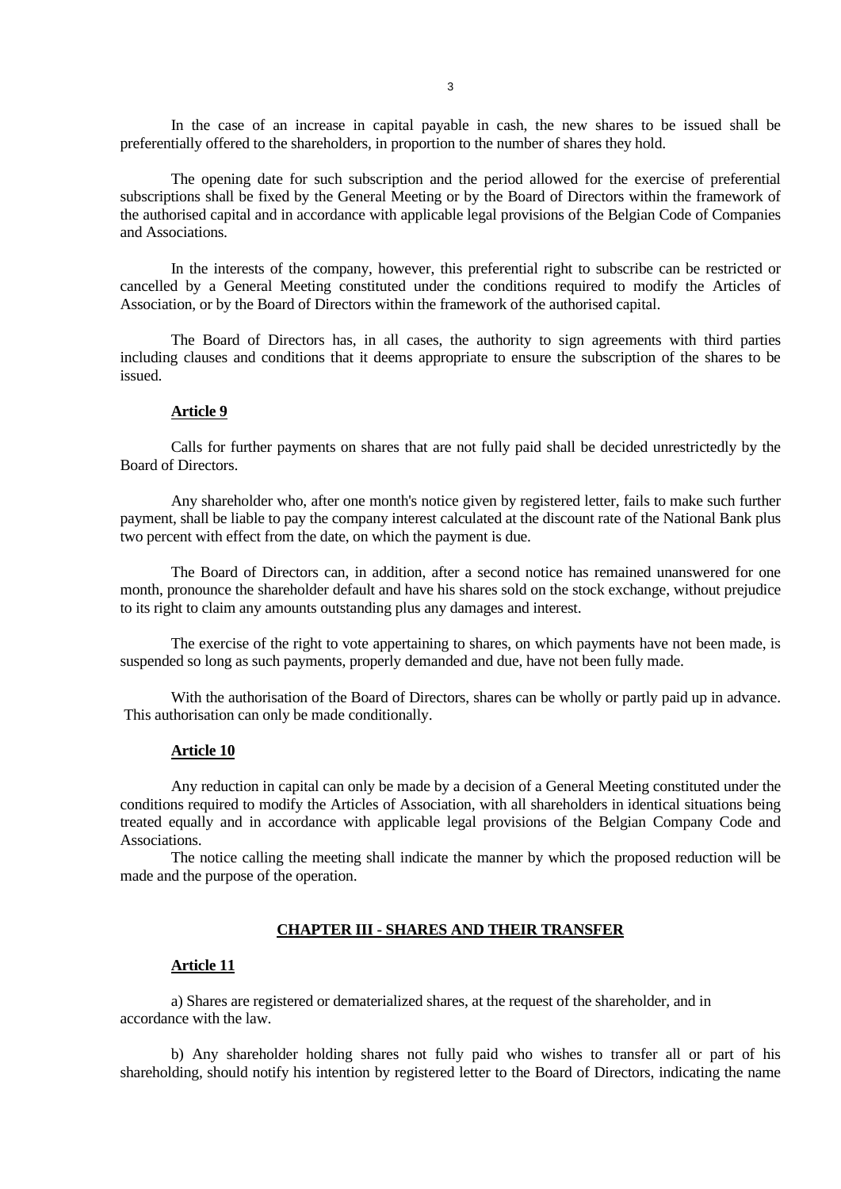In the case of an increase in capital payable in cash, the new shares to be issued shall be preferentially offered to the shareholders, in proportion to the number of shares they hold.

The opening date for such subscription and the period allowed for the exercise of preferential subscriptions shall be fixed by the General Meeting or by the Board of Directors within the framework of the authorised capital and in accordance with applicable legal provisions of the Belgian Code of Companies and Associations.

In the interests of the company, however, this preferential right to subscribe can be restricted or cancelled by a General Meeting constituted under the conditions required to modify the Articles of Association, or by the Board of Directors within the framework of the authorised capital.

The Board of Directors has, in all cases, the authority to sign agreements with third parties including clauses and conditions that it deems appropriate to ensure the subscription of the shares to be issued.

**Article 9**

Calls for further payments on shares that are not fully paid shall be decided unrestrictedly by the Board of Directors.

Any shareholder who, after one month's notice given by registered letter, fails to make such further payment, shall be liable to pay the company interest calculated at the discount rate of the National Bank plus two percent with effect from the date, on which the payment is due.

The Board of Directors can, in addition, after a second notice has remained unanswered for one month, pronounce the shareholder default and have his shares sold on the stock exchange, without prejudice to its right to claim any amounts outstanding plus any damages and interest.

The exercise of the right to vote appertaining to shares, on which payments have not been made, is suspended so long as such payments, properly demanded and due, have not been fully made.

With the authorisation of the Board of Directors, shares can be wholly or partly paid up in advance. This authorisation can only be made conditionally.

**Article 10**

Any reduction in capital can only be made by a decision of a General Meeting constituted under the conditions required to modify the Articles of Association, with all shareholders in identical situations being treated equally and in accordance with applicable legal provisions of the Belgian Company Code and Associations.

The notice calling the meeting shall indicate the manner by which the proposed reduction will be made and the purpose of the operation.

## CHAPTER III - SHARES AND THEIR TRANSFER

**Article 11**

a) Shares are registered or dematerialized shares, at the request of the shareholder, and in accordance with the law.

b) Any shareholder holding shares not fully paid who wishes to transfer all or part of his shareholding, should notify his intention by registered letter to the Board of Directors, indicating the name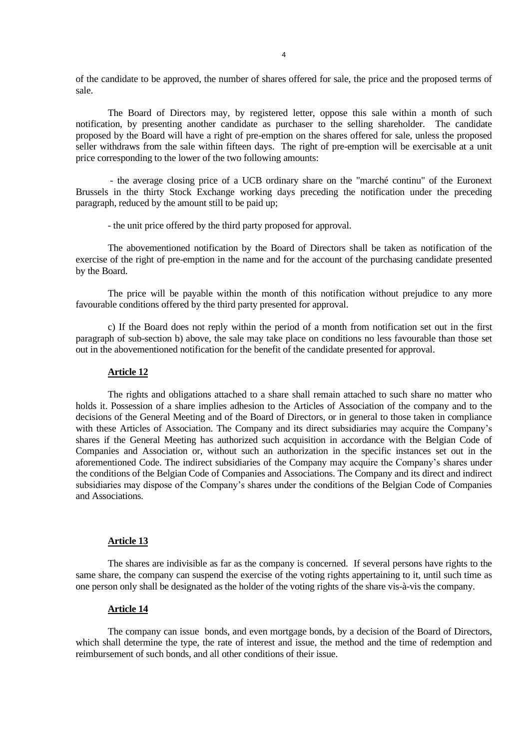of the candidate to be approved, the number of shares offered for sale, the price and the proposed terms of sale.

The Board of Directors may, by registered letter, oppose this sale within a month of such notification, by presenting another candidate as purchaser to the selling shareholder. The candidate proposed by the Board will have a right of pre-emption on the shares offered for sale, unless the proposed seller withdraws from the sale within fifteen days. The right of pre-emption will be exercisable at a unit price corresponding to the lower of the two following amounts:

- the average closing price of a UCB ordinary share on the "marché continu" of the Euronext Brussels in the thirty Stock Exchange working days preceding the notification under the preceding paragraph, reduced by the amount still to be paid up;

- the unit price offered by the third party proposed for approval.

The abovementioned notification by the Board of Directors shall be taken as notification of the exercise of the right of pre-emption in the name and for the account of the purchasing candidate presented by the Board.

The price will be payable within the month of this notification without prejudice to any more favourable conditions offered by the third party presented for approval.

c) If the Board does not reply within the period of a month from notification set out in the first paragraph of sub-section b) above, the sale may take place on conditions no less favourable than those set out in the abovementioned notification for the benefit of the candidate presented for approval.

**Article 12**

The rights and obligations attached to a share shall remain attached to such share no matter who holds it. Possession of a share implies adhesion to the Articles of Association of the company and to the decisions of the General Meeting and of the Board of Directors, or in general to those taken in compliance with these Articles of Association. The Company and its direct subsidiaries may acquire the Company's shares if the General Meeting has authorized such acquisition in accordance with the Belgian Code of Companies and Association or, without such an authorization in the specific instances set out in the aforementioned Code. The indirect subsidiaries of the Company may acquire the Company's shares under the conditions of the Belgian Code of Companies and Associations. The Company and its direct and indirect subsidiaries may dispose of the Company's shares under the conditions of the Belgian Code of Companies and Associations.

**Article 13**

The shares are indivisible as far as the company is concerned. If several persons have rights to the same share, the company can suspend the exercise of the voting rights appertaining to it, until such time as one person only shall be designated as the holder of the voting rights of the share vis-à-vis the company.

**Article 14**

The company can issue bonds, and even mortgage bonds, by a decision of the Board of Directors, which shall determine the type, the rate of interest and issue, the method and the time of redemption and reimbursement of such bonds, and all other conditions of their issue.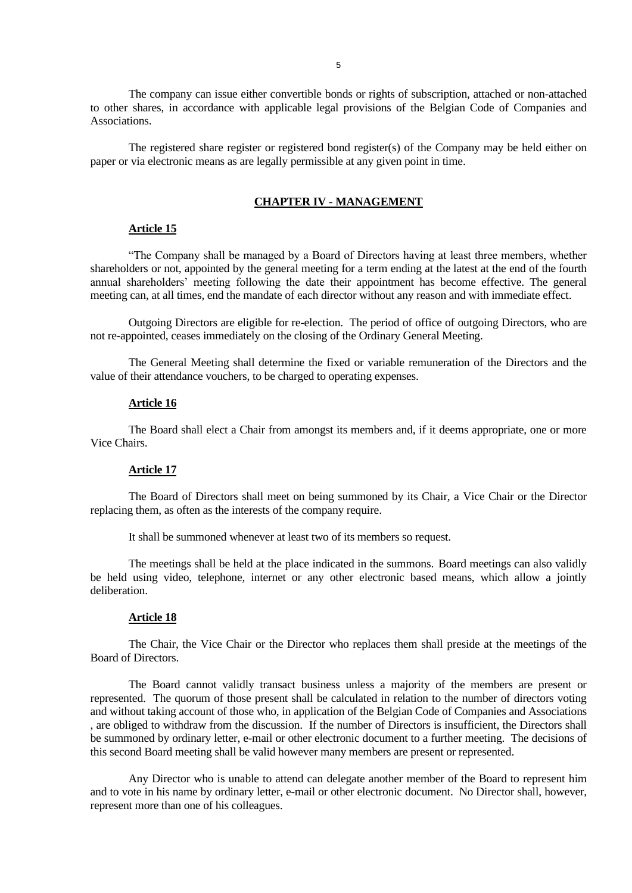The company can issue either convertible bonds or rights of subscription, attached or non-attached to other shares, in accordance with applicable legal provisions of the Belgian Code of Companies and Associations.

The registered share register or registered bond register(s) of the Company may be held either on paper or via electronic means as are legally permissible at any given point in time.

## CHAPTER IV - MANAGEMENT

### Article 15

"The Company shall be managed by a Board of Directors having at least three members, whether shareholders or not, appointed by the general meeting for a term ending at the latest at the end of the fourth annual shareholders' meeting following the date their appointment has become effective. The general meeting can, at all times, end the mandate of each director without any reason and with immediate effect.

Outgoing Directors are eligible for re-election. The period of office of outgoing Directors, who are not re-appointed, ceases immediately on the closing of the Ordinary General Meeting.

The General Meeting shall determine the fixed or variable remuneration of the Directors and the value of their attendance vouchers, to be charged to operating expenses.

### Article 16

The Board shall elect a Chair from amongst its members and, if it deems appropriate, one or more Vice Chairs.

### Article 17

The Board of Directors shall meet on being summoned by its Chair, a Vice Chair or the Director replacing them, as often as the interests of the company require.

It shall be summoned whenever at least two of its members so request.

The meetings shall be held at the place indicated in the summons. Board meetings can also validly be held using video, telephone, internet or any other electronic based means, which allow a jointly deliberation.

### Article 18

The Chair, the Vice Chair or the Director who replaces them shall preside at the meetings of the Board of Directors.

The Board cannot validly transact business unless a majority of the members are present or represented. The quorum of those present shall be calculated in relation to the number of directors voting and without taking account of those who, in application of the Belgian Code of Companies and Associations , are obliged to withdraw from the discussion. If the number of Directors is insufficient, the Directors shall be summoned by ordinary letter, e-mail or other electronic document to a further meeting. The decisions of this second Board meeting shall be valid however many members are present or represented.

Any Director who is unable to attend can delegate another member of the Board to represent him and to vote in his name by ordinary letter, e-mail or other electronic document. No Director shall, however, represent more than one of his colleagues.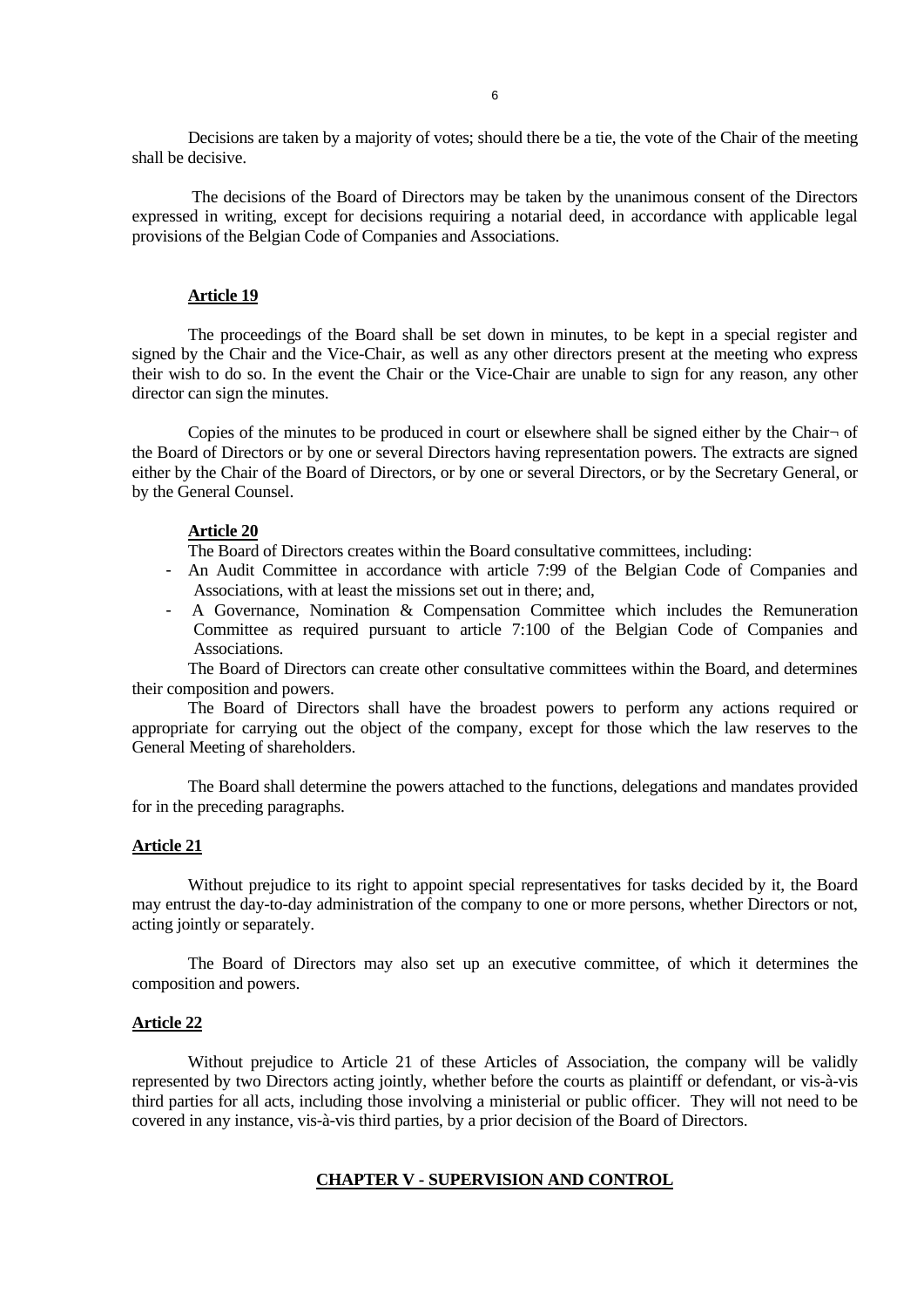Decisions are taken by a majority of votes; should there be a tie, the vote of the Chair of the meeting shall be decisive.

The decisions of the Board of Directors may be taken by the unanimous consent of the Directors expressed in writing, except for decisions requiring a notarial deed, in accordance with applicable legal provisions of the Belgian Code of Companies and Associations.

**Article 19**

The proceedings of the Board shall be set down in minutes, to be kept in a special register and signed by the Chair and the Vice-Chair, as well as any other directors present at the meeting who express their wish to do so. In the event the Chair or the Vice-Chair are unable to sign for any reason, any other director can sign the minutes.

Copies of the minutes to be produced in court or elsewhere shall be signed either by the Chair¬ of the Board of Directors or by one or several Directors having representation powers. The extracts are signed either by the Chair of the Board of Directors, or by one or several Directors, or by the Secretary General, or by the General Counsel.

**Article 20**

The Board of Directors creates within the Board consultative committees, including:

- An Audit Committee in accordance with article 7:99 of the Belgian Code of Companies and Associations, with at least the missions set out in there; and,
- A Governance, Nomination & Compensation Committee which includes the Remuneration Committee as required pursuant to article 7:100 of the Belgian Code of Companies and Associations.

The Board of Directors can create other consultative committees within the Board, and determines their composition and powers.

The Board of Directors shall have the broadest powers to perform any actions required or appropriate for carrying out the object of the company, except for those which the law reserves to the General Meeting of shareholders.

The Board shall determine the powers attached to the functions, delegations and mandates provided for in the preceding paragraphs.

**Article 21**

Without prejudice to its right to appoint special representatives for tasks decided by it, the Board may entrust the day-to-day administration of the company to one or more persons, whether Directors or not, acting jointly or separately.

The Board of Directors may also set up an executive committee, of which it determines the composition and powers.

**Article 22**

Without prejudice to Article 21 of these Articles of Association, the company will be validly represented by two Directors acting jointly, whether before the courts as plaintiff or defendant, or vis-à-vis third parties for all acts, including those involving a ministerial or public officer. They will not need to be covered in any instance, vis-à-vis third parties, by a prior decision of the Board of Directors.

## CHAPTER V - SUPERVISION AND CONTROL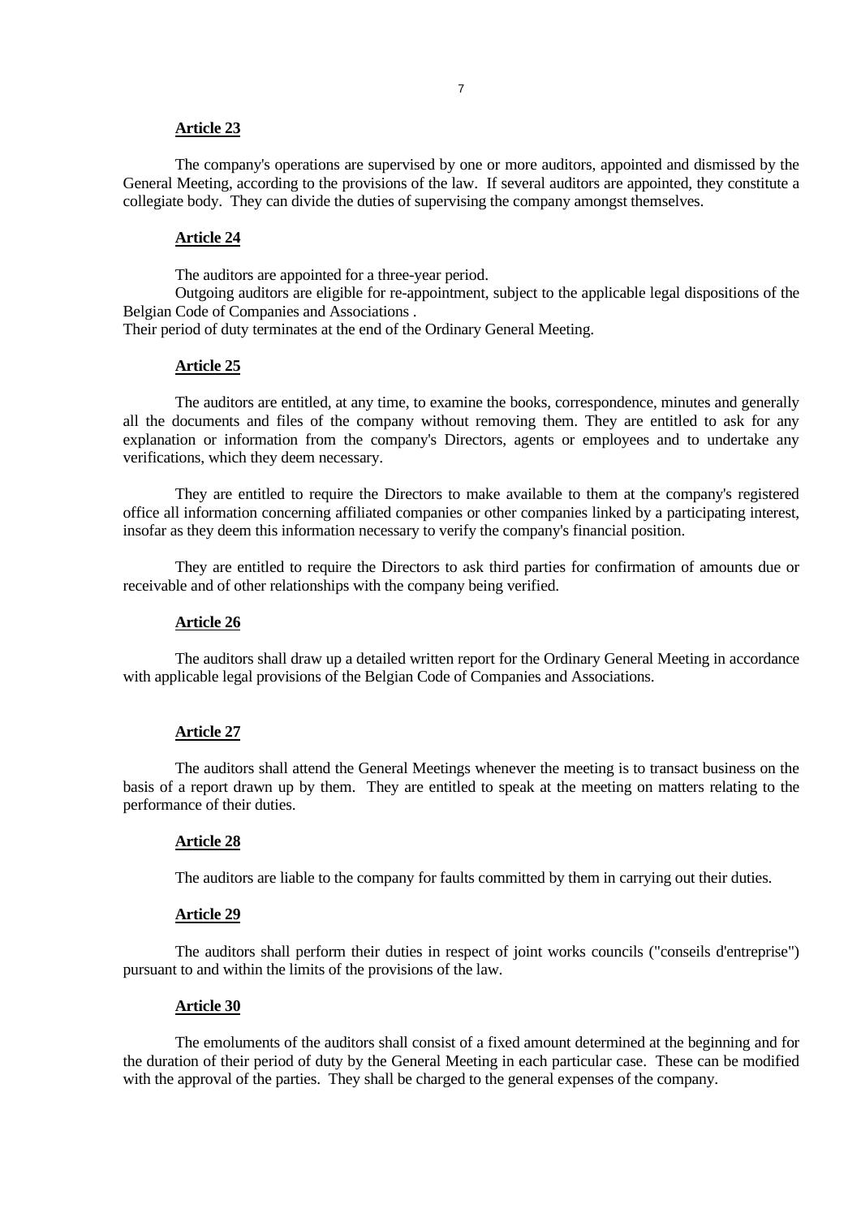**Article 23**

The company's operations are supervised by one or more auditors, appointed and dismissed by the General Meeting, according to the provisions of the law. If several auditors are appointed, they constitute a collegiate body. They can divide the duties of supervising the company amongst themselves.

**Article 24**

The auditors are appointed for a three-year period.

Outgoing auditors are eligible for re-appointment, subject to the applicable legal dispositions of the Belgian Code of Companies and Associations .

Their period of duty terminates at the end of the Ordinary General Meeting.

**Article 25**

The auditors are entitled, at any time, to examine the books, correspondence, minutes and generally all the documents and files of the company without removing them. They are entitled to ask for any explanation or information from the company's Directors, agents or employees and to undertake any verifications, which they deem necessary.

They are entitled to require the Directors to make available to them at the company's registered office all information concerning affiliated companies or other companies linked by a participating interest, insofar as they deem this information necessary to verify the company's financial position.

They are entitled to require the Directors to ask third parties for confirmation of amounts due or receivable and of other relationships with the company being verified.

**Article 26**

The auditors shall draw up a detailed written report for the Ordinary General Meeting in accordance with applicable legal provisions of the Belgian Code of Companies and Associations.

**Article 27**

The auditors shall attend the General Meetings whenever the meeting is to transact business on the basis of a report drawn up by them. They are entitled to speak at the meeting on matters relating to the performance of their duties.

**Article 28**

The auditors are liable to the company for faults committed by them in carrying out their duties.

**Article 29**

The auditors shall perform their duties in respect of joint works councils ("conseils d'entreprise") pursuant to and within the limits of the provisions of the law.

**Article 30**

The emoluments of the auditors shall consist of a fixed amount determined at the beginning and for the duration of their period of duty by the General Meeting in each particular case. These can be modified with the approval of the parties. They shall be charged to the general expenses of the company.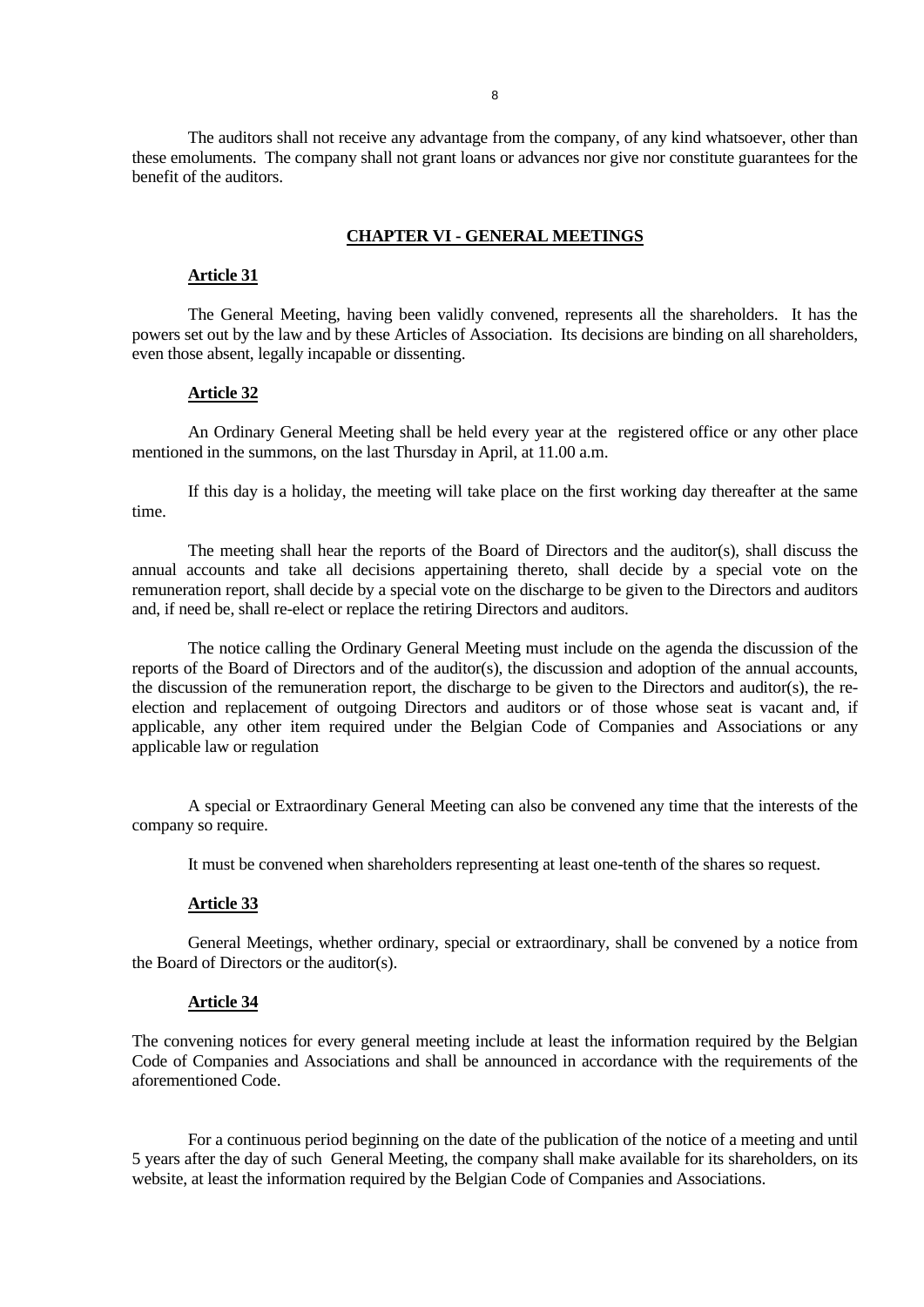The auditors shall not receive any advantage from the company, of any kind whatsoever, other than these emoluments. The company shall not grant loans or advances nor give nor constitute guarantees for the benefit of the auditors.

## CHAPTER VI - GENERAL MEETINGS

### Article 31

The General Meeting, having been validly convened, represents all the shareholders. It has the powers set out by the law and by these Articles of Association. Its decisions are binding on all shareholders, even those absent, legally incapable or dissenting.

### Article 32

An Ordinary General Meeting shall be held every year at the registered office or any other place mentioned in the summons, on the last Thursday in April, at 11.00 a.m.

If this day is a holiday, the meeting will take place on the first working day thereafter at the same time.

The meeting shall hear the reports of the Board of Directors and the auditor(s), shall discuss the annual accounts and take all decisions appertaining thereto, shall decide by a special vote on the remuneration report, shall decide by a special vote on the discharge to be given to the Directors and auditors and, if need be, shall re-elect or replace the retiring Directors and auditors.

The notice calling the Ordinary General Meeting must include on the agenda the discussion of the reports of the Board of Directors and of the auditor(s), the discussion and adoption of the annual accounts, the discussion of the remuneration report, the discharge to be given to the Directors and auditor(s), the re-election and replacement of outgoing Directors and auditors or of those whose seat is vacant and, if applicable, any other item required under the Belgian Code of Companies and Associations or any applicable law or regulation

A special or Extraordinary General Meeting can also be convened any time that the interests of the company so require.

It must be convened when shareholders representing at least one-tenth of the shares so request.

### Article 33

General Meetings, whether ordinary, special or extraordinary, shall be convened by a notice from the Board of Directors or the auditor(s).

### Article 34

The convening notices for every general meeting include at least the information required by the Belgian Code of Companies and Associations and shall be announced in accordance with the requirements of the aforementioned Code.

For a continuous period beginning on the date of the publication of the notice of a meeting and until 5 years after the day of such General Meeting, the company shall make available for its shareholders, on its website, at least the information required by the Belgian Code of Companies and Associations.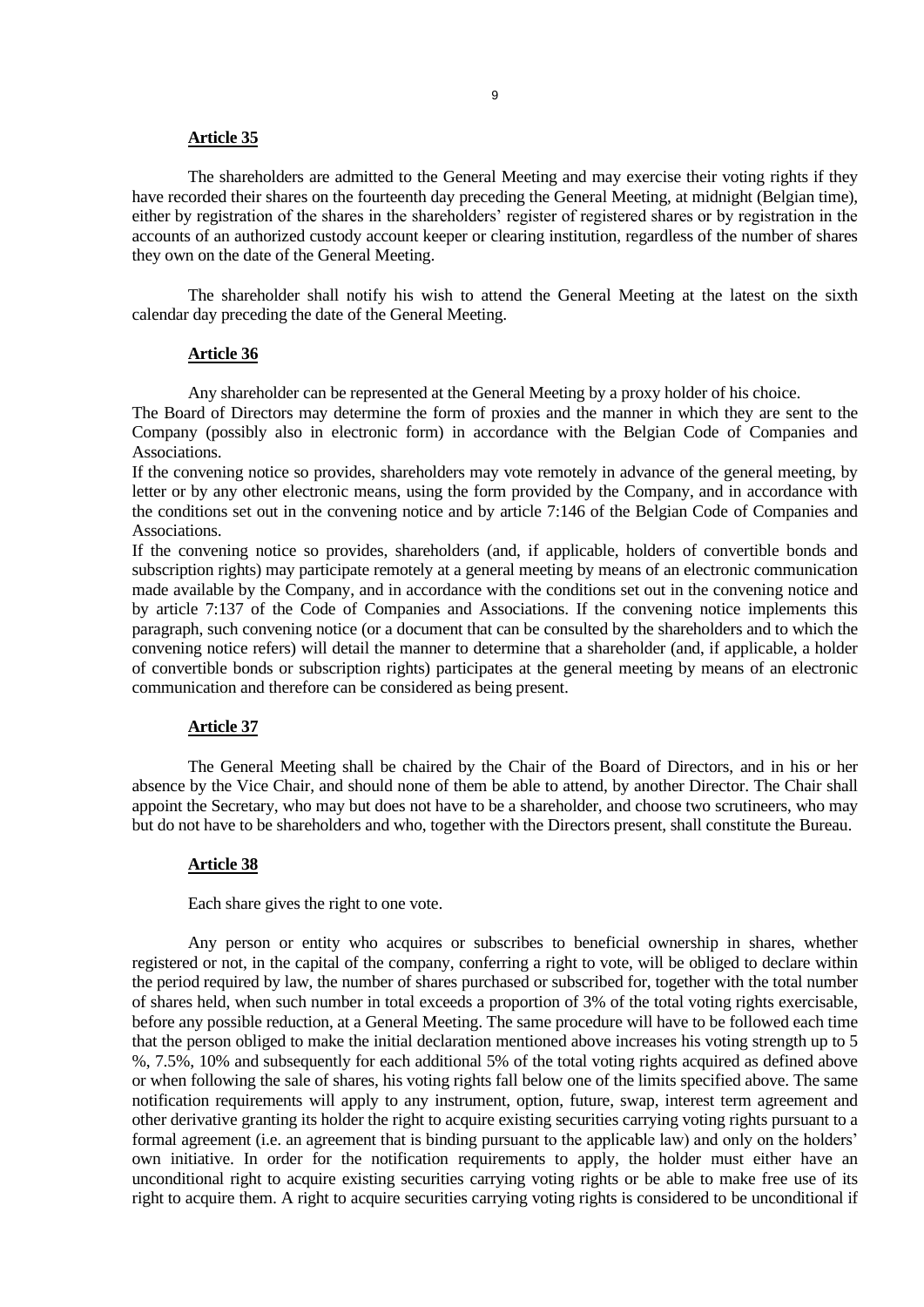**Article 35**

The shareholders are admitted to the General Meeting and may exercise their voting rights if they have recorded their shares on the fourteenth day preceding the General Meeting, at midnight (Belgian time), either by registration of the shares in the shareholders' register of registered shares or by registration in the accounts of an authorized custody account keeper or clearing institution, regardless of the number of shares they own on the date of the General Meeting.

The shareholder shall notify his wish to attend the General Meeting at the latest on the sixth calendar day preceding the date of the General Meeting.

**Article 36**

Any shareholder can be represented at the General Meeting by a proxy holder of his choice.
The Board of Directors may determine the form of proxies and the manner in which they are sent to the Company (possibly also in electronic form) in accordance with the Belgian Code of Companies and Associations.
If the convening notice so provides, shareholders may vote remotely in advance of the general meeting, by letter or by any other electronic means, using the form provided by the Company, and in accordance with the conditions set out in the convening notice and by article 7:146 of the Belgian Code of Companies and Associations.
If the convening notice so provides, shareholders (and, if applicable, holders of convertible bonds and subscription rights) may participate remotely at a general meeting by means of an electronic communication made available by the Company, and in accordance with the conditions set out in the convening notice and by article 7:137 of the Code of Companies and Associations. If the convening notice implements this paragraph, such convening notice (or a document that can be consulted by the shareholders and to which the convening notice refers) will detail the manner to determine that a shareholder (and, if applicable, a holder of convertible bonds or subscription rights) participates at the general meeting by means of an electronic communication and therefore can be considered as being present.

**Article 37**

The General Meeting shall be chaired by the Chair of the Board of Directors, and in his or her absence by the Vice Chair, and should none of them be able to attend, by another Director. The Chair shall appoint the Secretary, who may but does not have to be a shareholder, and choose two scrutineers, who may but do not have to be shareholders and who, together with the Directors present, shall constitute the Bureau.

**Article 38**

Each share gives the right to one vote.

Any person or entity who acquires or subscribes to beneficial ownership in shares, whether registered or not, in the capital of the company, conferring a right to vote, will be obliged to declare within the period required by law, the number of shares purchased or subscribed for, together with the total number of shares held, when such number in total exceeds a proportion of 3% of the total voting rights exercisable, before any possible reduction, at a General Meeting. The same procedure will have to be followed each time that the person obliged to make the initial declaration mentioned above increases his voting strength up to 5 %, 7.5%, 10% and subsequently for each additional 5% of the total voting rights acquired as defined above or when following the sale of shares, his voting rights fall below one of the limits specified above. The same notification requirements will apply to any instrument, option, future, swap, interest term agreement and other derivative granting its holder the right to acquire existing securities carrying voting rights pursuant to a formal agreement (i.e. an agreement that is binding pursuant to the applicable law) and only on the holders' own initiative. In order for the notification requirements to apply, the holder must either have an unconditional right to acquire existing securities carrying voting rights or be able to make free use of its right to acquire them. A right to acquire securities carrying voting rights is considered to be unconditional if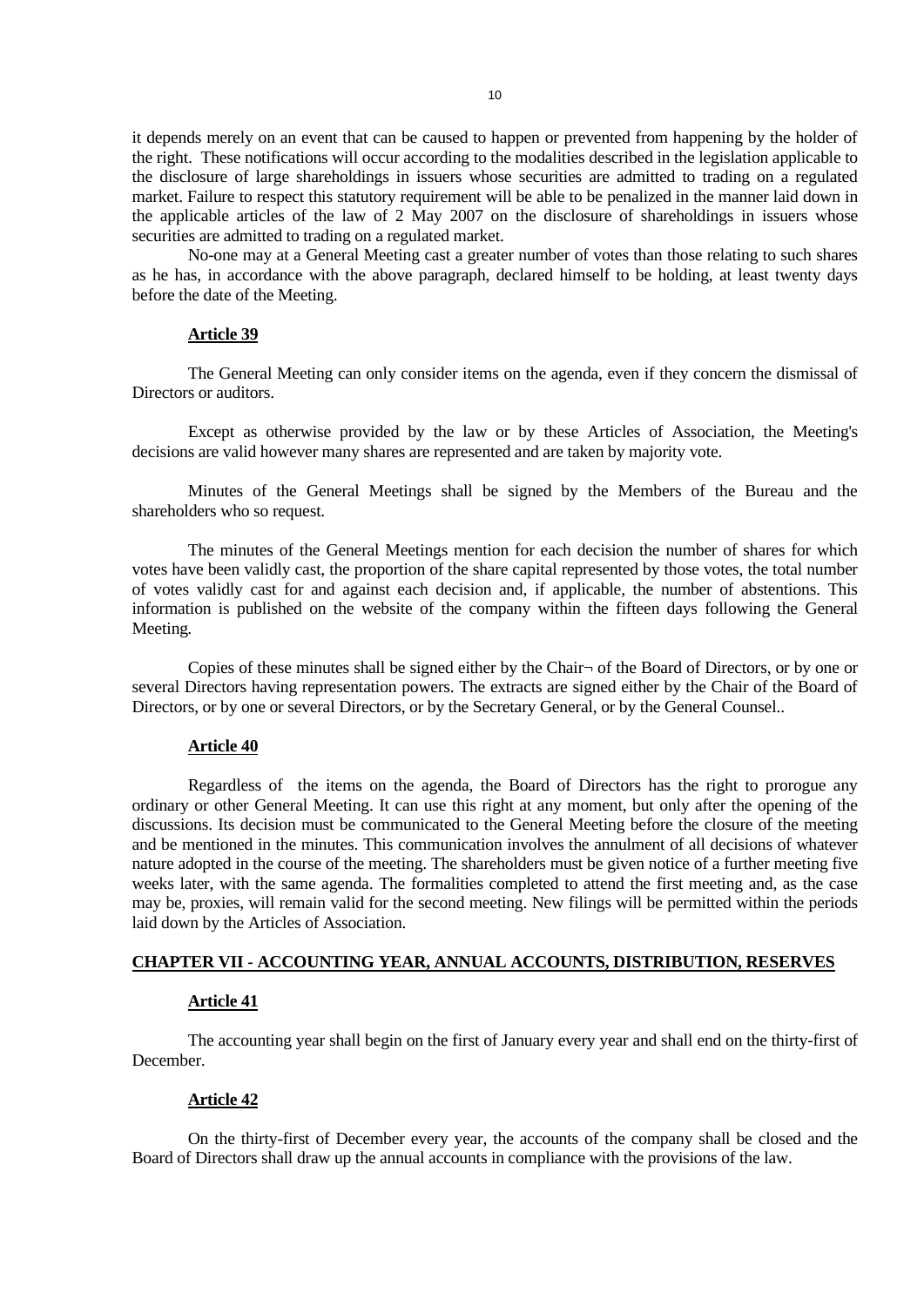it depends merely on an event that can be caused to happen or prevented from happening by the holder of the right. These notifications will occur according to the modalities described in the legislation applicable to the disclosure of large shareholdings in issuers whose securities are admitted to trading on a regulated market. Failure to respect this statutory requirement will be able to be penalized in the manner laid down in the applicable articles of the law of 2 May 2007 on the disclosure of shareholdings in issuers whose securities are admitted to trading on a regulated market.

No-one may at a General Meeting cast a greater number of votes than those relating to such shares as he has, in accordance with the above paragraph, declared himself to be holding, at least twenty days before the date of the Meeting.

**Article 39**

The General Meeting can only consider items on the agenda, even if they concern the dismissal of Directors or auditors.

Except as otherwise provided by the law or by these Articles of Association, the Meeting's decisions are valid however many shares are represented and are taken by majority vote.

Minutes of the General Meetings shall be signed by the Members of the Bureau and the shareholders who so request.

The minutes of the General Meetings mention for each decision the number of shares for which votes have been validly cast, the proportion of the share capital represented by those votes, the total number of votes validly cast for and against each decision and, if applicable, the number of abstentions. This information is published on the website of the company within the fifteen days following the General Meeting.

Copies of these minutes shall be signed either by the Chair¬ of the Board of Directors, or by one or several Directors having representation powers. The extracts are signed either by the Chair of the Board of Directors, or by one or several Directors, or by the Secretary General, or by the General Counsel..

**Article 40**

Regardless of the items on the agenda, the Board of Directors has the right to prorogue any ordinary or other General Meeting. It can use this right at any moment, but only after the opening of the discussions. Its decision must be communicated to the General Meeting before the closure of the meeting and be mentioned in the minutes. This communication involves the annulment of all decisions of whatever nature adopted in the course of the meeting. The shareholders must be given notice of a further meeting five weeks later, with the same agenda. The formalities completed to attend the first meeting and, as the case may be, proxies, will remain valid for the second meeting. New filings will be permitted within the periods laid down by the Articles of Association.

## CHAPTER VII - ACCOUNTING YEAR, ANNUAL ACCOUNTS, DISTRIBUTION, RESERVES

**Article 41**

The accounting year shall begin on the first of January every year and shall end on the thirty-first of December.

**Article 42**

On the thirty-first of December every year, the accounts of the company shall be closed and the Board of Directors shall draw up the annual accounts in compliance with the provisions of the law.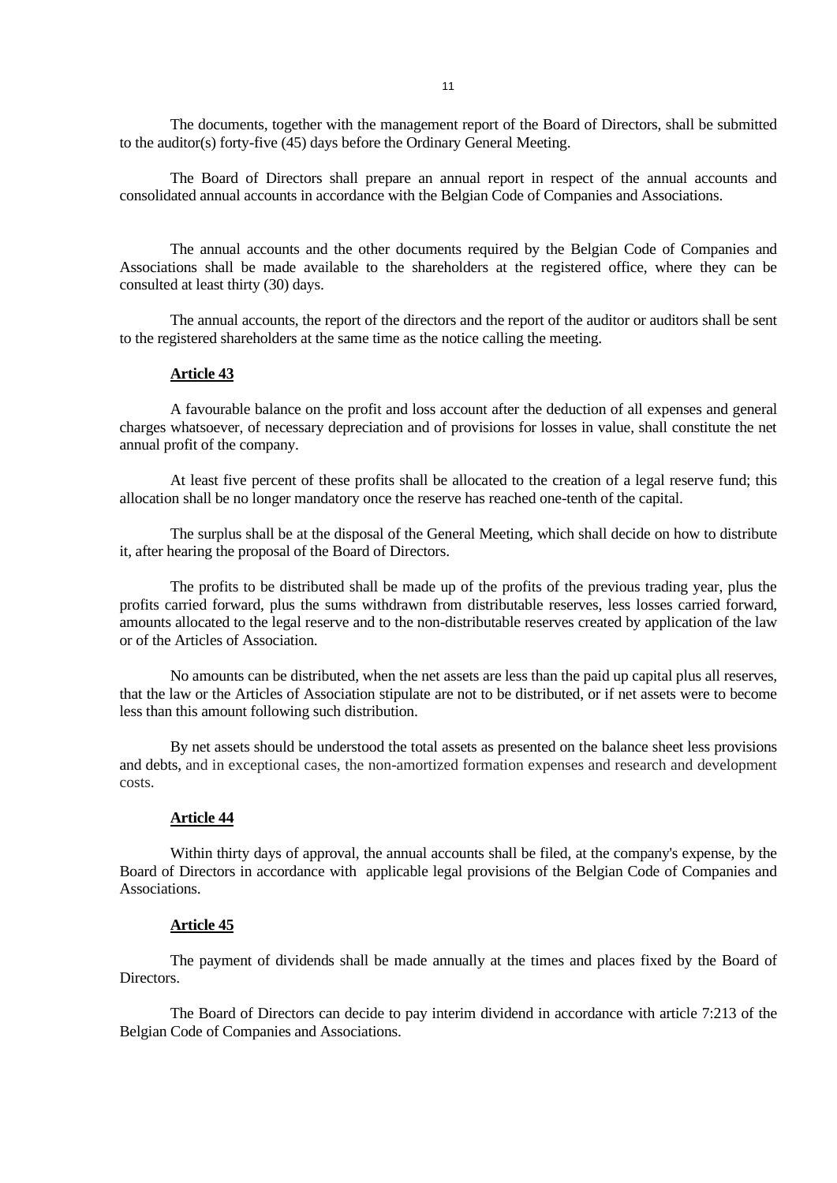The documents, together with the management report of the Board of Directors, shall be submitted to the auditor(s) forty-five (45) days before the Ordinary General Meeting.

The Board of Directors shall prepare an annual report in respect of the annual accounts and consolidated annual accounts in accordance with the Belgian Code of Companies and Associations.

The annual accounts and the other documents required by the Belgian Code of Companies and Associations shall be made available to the shareholders at the registered office, where they can be consulted at least thirty (30) days.

The annual accounts, the report of the directors and the report of the auditor or auditors shall be sent to the registered shareholders at the same time as the notice calling the meeting.

**Article 43**

A favourable balance on the profit and loss account after the deduction of all expenses and general charges whatsoever, of necessary depreciation and of provisions for losses in value, shall constitute the net annual profit of the company.

At least five percent of these profits shall be allocated to the creation of a legal reserve fund; this allocation shall be no longer mandatory once the reserve has reached one-tenth of the capital.

The surplus shall be at the disposal of the General Meeting, which shall decide on how to distribute it, after hearing the proposal of the Board of Directors.

The profits to be distributed shall be made up of the profits of the previous trading year, plus the profits carried forward, plus the sums withdrawn from distributable reserves, less losses carried forward, amounts allocated to the legal reserve and to the non-distributable reserves created by application of the law or of the Articles of Association.

No amounts can be distributed, when the net assets are less than the paid up capital plus all reserves, that the law or the Articles of Association stipulate are not to be distributed, or if net assets were to become less than this amount following such distribution.

By net assets should be understood the total assets as presented on the balance sheet less provisions and debts, and in exceptional cases, the non-amortized formation expenses and research and development costs.

**Article 44**

Within thirty days of approval, the annual accounts shall be filed, at the company's expense, by the Board of Directors in accordance with applicable legal provisions of the Belgian Code of Companies and Associations.

**Article 45**

The payment of dividends shall be made annually at the times and places fixed by the Board of Directors.

The Board of Directors can decide to pay interim dividend in accordance with article 7:213 of the Belgian Code of Companies and Associations.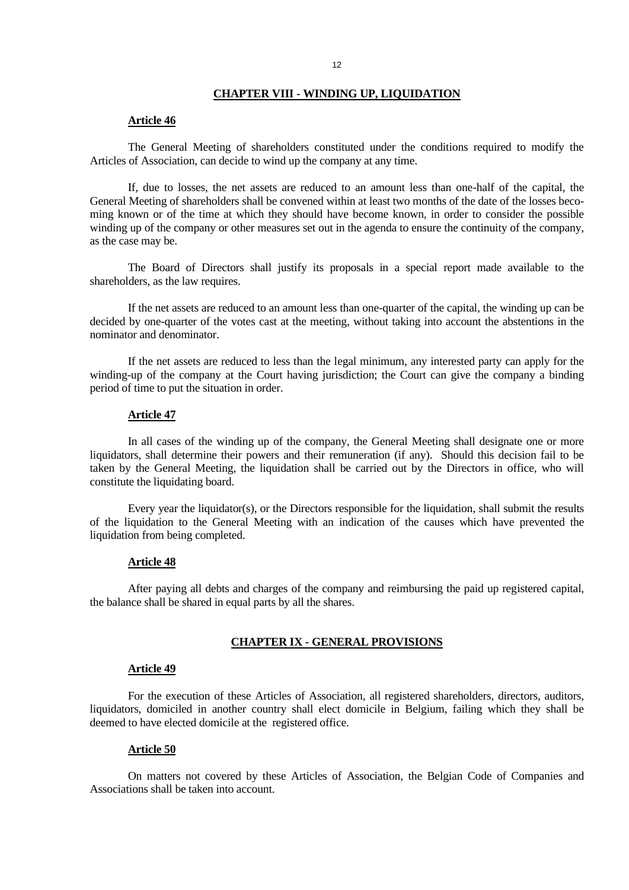## CHAPTER VIII - WINDING UP, LIQUIDATION

### Article 46

The General Meeting of shareholders constituted under the conditions required to modify the Articles of Association, can decide to wind up the company at any time.

If, due to losses, the net assets are reduced to an amount less than one-half of the capital, the General Meeting of shareholders shall be convened within at least two months of the date of the losses becoming known or of the time at which they should have become known, in order to consider the possible winding up of the company or other measures set out in the agenda to ensure the continuity of the company, as the case may be.

The Board of Directors shall justify its proposals in a special report made available to the shareholders, as the law requires.

If the net assets are reduced to an amount less than one-quarter of the capital, the winding up can be decided by one-quarter of the votes cast at the meeting, without taking into account the abstentions in the nominator and denominator.

If the net assets are reduced to less than the legal minimum, any interested party can apply for the winding-up of the company at the Court having jurisdiction; the Court can give the company a binding period of time to put the situation in order.

### Article 47

In all cases of the winding up of the company, the General Meeting shall designate one or more liquidators, shall determine their powers and their remuneration (if any). Should this decision fail to be taken by the General Meeting, the liquidation shall be carried out by the Directors in office, who will constitute the liquidating board.

Every year the liquidator(s), or the Directors responsible for the liquidation, shall submit the results of the liquidation to the General Meeting with an indication of the causes which have prevented the liquidation from being completed.

### Article 48

After paying all debts and charges of the company and reimbursing the paid up registered capital, the balance shall be shared in equal parts by all the shares.

## CHAPTER IX - GENERAL PROVISIONS

### Article 49

For the execution of these Articles of Association, all registered shareholders, directors, auditors, liquidators, domiciled in another country shall elect domicile in Belgium, failing which they shall be deemed to have elected domicile at the registered office.

### Article 50

On matters not covered by these Articles of Association, the Belgian Code of Companies and Associations shall be taken into account.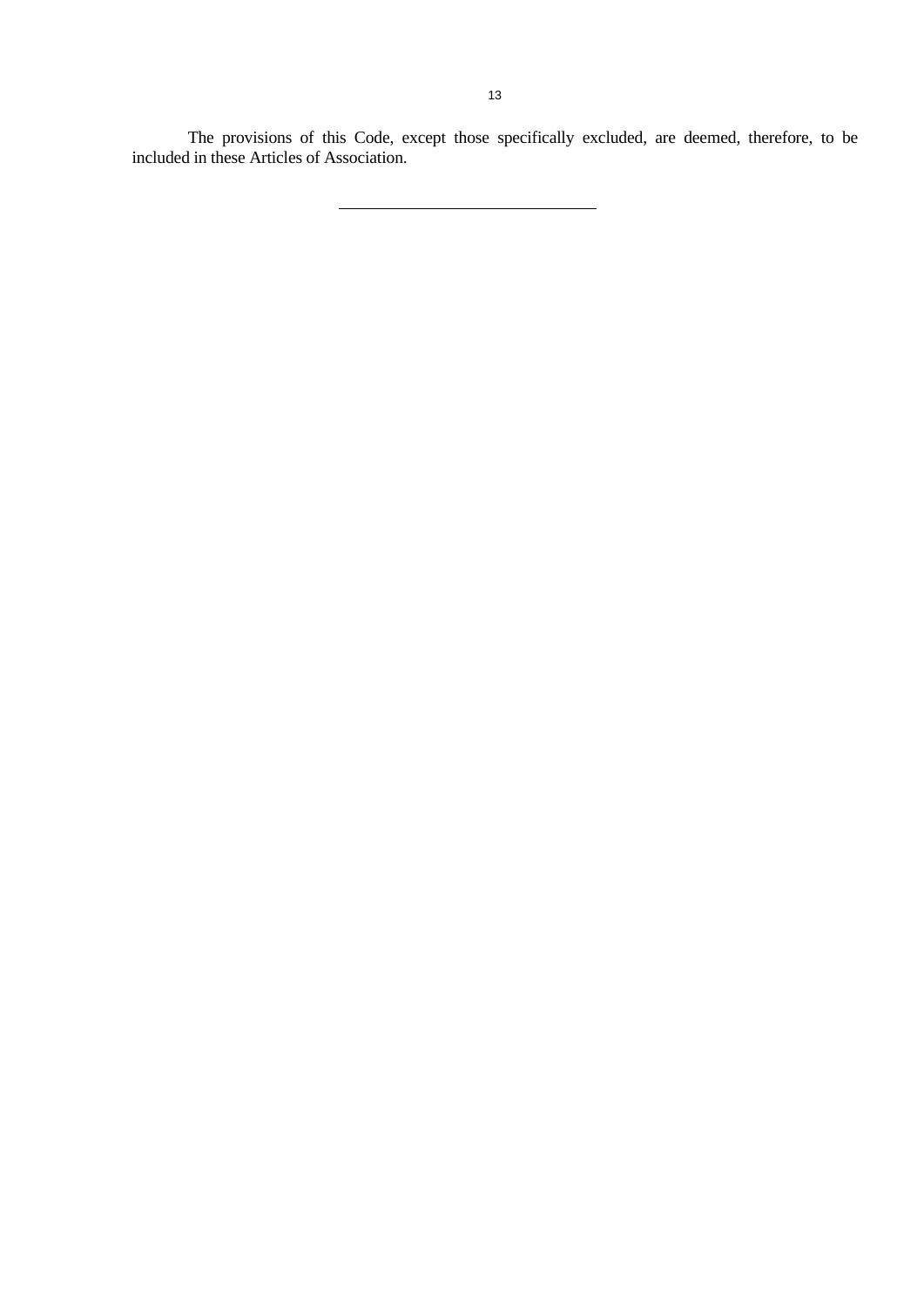The provisions of this Code, except those specifically excluded, are deemed, therefore, to be included in these Articles of Association.

---